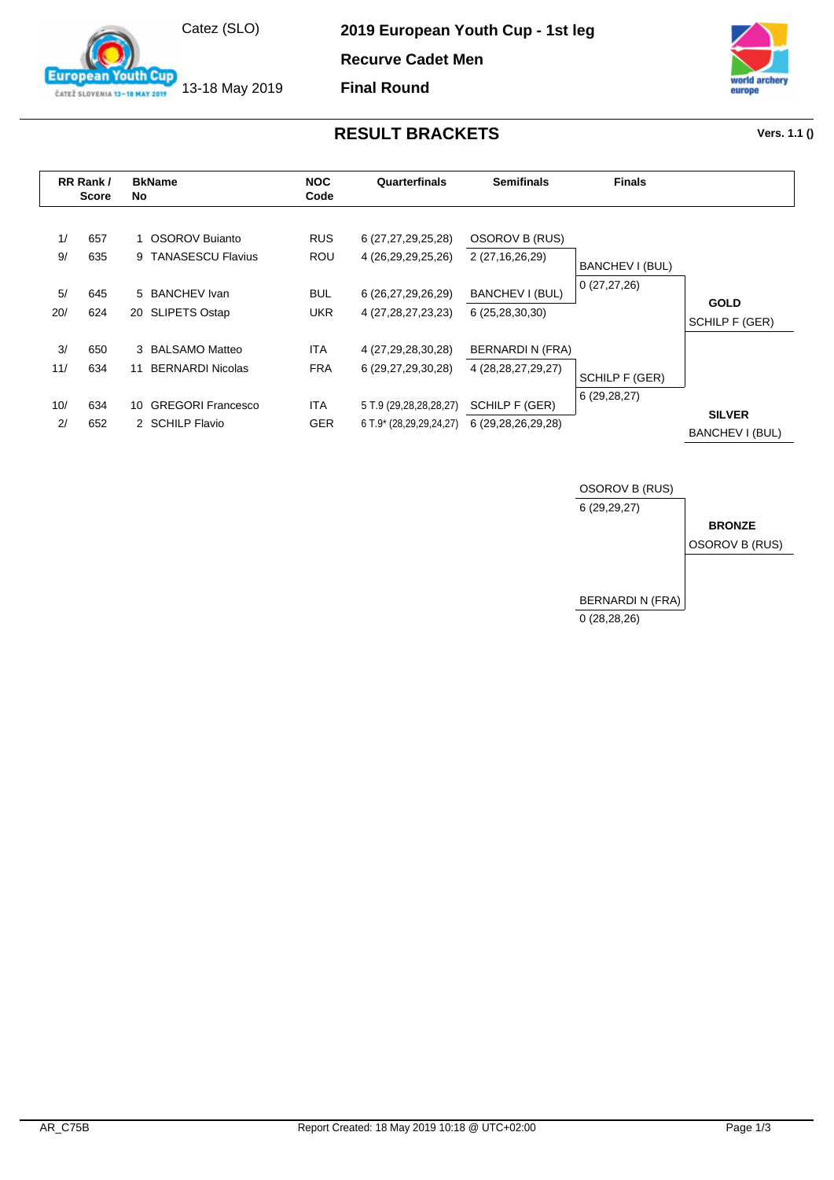Catez (SLO)

13-18 May 2019

**2019 European Youth Cup - 1st leg**

**Recurve Cadet Men**

**Final Round**

## RESULT BRACKETS

**Vers. 1.1 ()**

| RR Rank / | Score | BkNo | Name | NOC Code | Quarterfinals | Semifinals | Finals | |
|---|---|---|---|---|---|---|---|---|
| 1/ | 657 | 1 | OSOROV Buianto | RUS | 6 (27,27,29,25,28) | OSOROV B (RUS) | | |
| 9/ | 635 | 9 | TANASESCU Flavius | ROU | 4 (26,29,29,25,26) | 2 (27,16,26,29) | BANCHEV I (BUL) | |
| | | | | | | | 0 (27,27,26) | |
| 5/ | 645 | 5 | BANCHEV Ivan | BUL | 6 (26,27,29,26,29) | BANCHEV I (BUL) | | **GOLD** |
| 20/ | 624 | 20 | SLIPETS Ostap | UKR | 4 (27,28,27,23,23) | 6 (25,28,30,30) | | SCHILP F (GER) |
| 3/ | 650 | 3 | BALSAMO Matteo | ITA | 4 (27,29,28,30,28) | BERNARDI N (FRA) | | |
| 11/ | 634 | 11 | BERNARDI Nicolas | FRA | 6 (29,27,29,30,28) | 4 (28,28,27,29,27) | SCHILP F (GER) | |
| | | | | | | | 6 (29,28,27) | |
| 10/ | 634 | 10 | GREGORI Francesco | ITA | 5 T.9 (29,28,28,28,27) | SCHILP F (GER) | | **SILVER** |
| 2/ | 652 | 2 | SCHILP Flavio | GER | 6 T.9* (28,29,29,24,27) | 6 (29,28,26,29,28) | | BANCHEV I (BUL) |

| Bronze Match | |
|---|---|
| OSOROV B (RUS) | |
| 6 (29,29,27) | |
| | **BRONZE** |
| | OSOROV B (RUS) |
| BERNARDI N (FRA) | |
| 0 (28,28,26) | |

AR_C75B

Report Created: 18 May 2019 10:18 @ UTC+02:00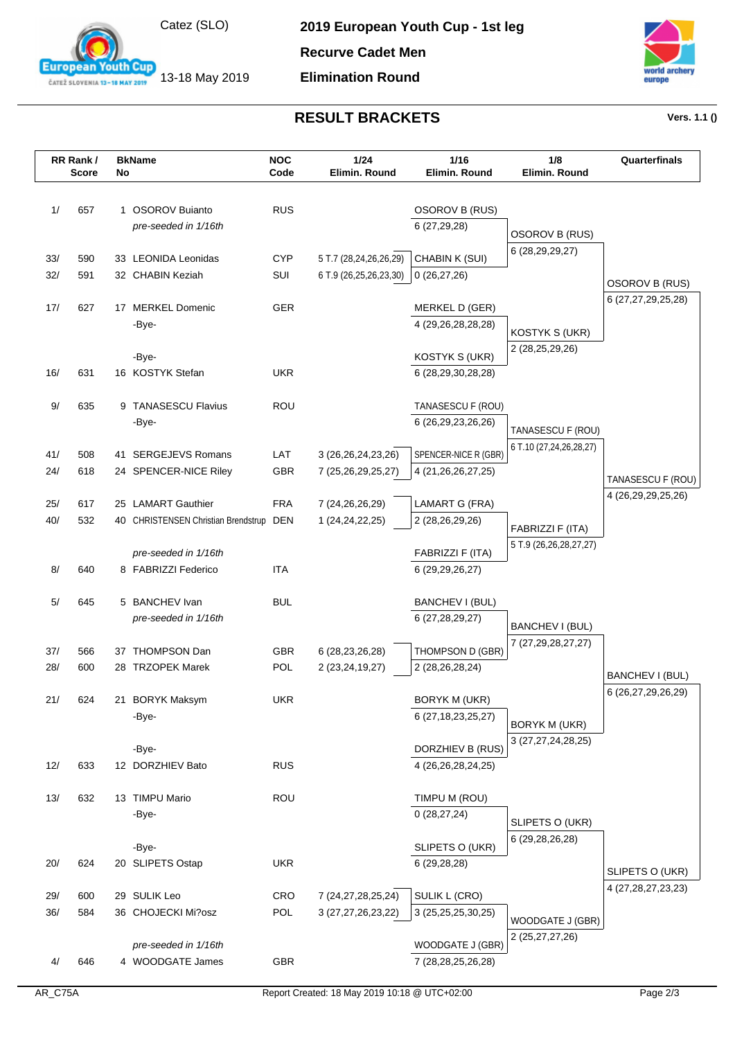Catez (SLO)

13-18 May 2019

**2019 European Youth Cup - 1st leg**

**Recurve Cadet Men**

**Elimination Round**

## RESULT BRACKETS

**Vers. 1.1 ()**

| RR Rank / Score | | BkName No | | NOC Code | 1/24 Elimin. Round | 1/16 Elimin. Round | 1/8 Elimin. Round | Quarterfinals |
|---|---|---|---|---|---|---|---|---|
| 1/ | 657 | 1 | OSOROV Buianto | RUS | | OSOROV B (RUS) | | |
| | | | *pre-seeded in 1/16th* | | | 6 (27,29,28) | OSOROV B (RUS) | |
| | | | | | | | 6 (28,29,29,27) | |
| 33/ | 590 | 33 | LEONIDA Leonidas | CYP | 5 T.7 (28,24,26,26,29) | CHABIN K (SUI) | | |
| 32/ | 591 | 32 | CHABIN Keziah | SUI | 6 T.9 (26,25,26,23,30) | 0 (26,27,26) | | OSOROV B (RUS) |
| | | | | | | | | 6 (27,27,29,25,28) |
| 17/ | 627 | 17 | MERKEL Domenic | GER | | MERKEL D (GER) | | |
| | | | -Bye- | | | 4 (29,26,28,28,28) | KOSTYK S (UKR) | |
| | | | | | | | 2 (28,25,29,26) | |
| | | | -Bye- | | | KOSTYK S (UKR) | | |
| 16/ | 631 | 16 | KOSTYK Stefan | UKR | | 6 (28,29,30,28,28) | | |
| 9/ | 635 | 9 | TANASESCU Flavius | ROU | | TANASESCU F (ROU) | | |
| | | | -Bye- | | | 6 (26,29,23,26,26) | TANASESCU F (ROU) | |
| | | | | | | | 6 T.10 (27,24,26,28,27) | |
| 41/ | 508 | 41 | SERGEJEVS Romans | LAT | 3 (26,26,24,23,26) | SPENCER-NICE R (GBR) | | |
| 24/ | 618 | 24 | SPENCER-NICE Riley | GBR | 7 (25,26,29,25,27) | 4 (21,26,26,27,25) | | TANASESCU F (ROU) |
| | | | | | | | | 4 (26,29,29,25,26) |
| 25/ | 617 | 25 | LAMART Gauthier | FRA | 7 (24,26,26,29) | LAMART G (FRA) | | |
| 40/ | 532 | 40 | CHRISTENSEN Christian Brendstrup | DEN | 1 (24,24,22,25) | 2 (28,26,29,26) | FABRIZZI F (ITA) | |
| | | | | | | | 5 T.9 (26,26,28,27,27) | |
| | | | *pre-seeded in 1/16th* | | | FABRIZZI F (ITA) | | |
| 8/ | 640 | 8 | FABRIZZI Federico | ITA | | 6 (29,29,26,27) | | |
| 5/ | 645 | 5 | BANCHEV Ivan | BUL | | BANCHEV I (BUL) | | |
| | | | *pre-seeded in 1/16th* | | | 6 (27,28,29,27) | BANCHEV I (BUL) | |
| | | | | | | | 7 (27,29,28,27,27) | |
| 37/ | 566 | 37 | THOMPSON Dan | GBR | 6 (28,23,26,28) | THOMPSON D (GBR) | | |
| 28/ | 600 | 28 | TRZOPEK Marek | POL | 2 (23,24,19,27) | 2 (28,26,28,24) | | BANCHEV I (BUL) |
| | | | | | | | | 6 (26,27,29,26,29) |
| 21/ | 624 | 21 | BORYK Maksym | UKR | | BORYK M (UKR) | | |
| | | | -Bye- | | | 6 (27,18,23,25,27) | BORYK M (UKR) | |
| | | | | | | | 3 (27,27,24,28,25) | |
| | | | -Bye- | | | DORZHIEV B (RUS) | | |
| 12/ | 633 | 12 | DORZHIEV Bato | RUS | | 4 (26,26,28,24,25) | | |
| 13/ | 632 | 13 | TIMPU Mario | ROU | | TIMPU M (ROU) | | |
| | | | -Bye- | | | 0 (28,27,24) | SLIPETS O (UKR) | |
| | | | | | | | 6 (29,28,26,28) | |
| | | | -Bye- | | | SLIPETS O (UKR) | | |
| 20/ | 624 | 20 | SLIPETS Ostap | UKR | | 6 (29,28,28) | | SLIPETS O (UKR) |
| | | | | | | | | 4 (27,28,27,23,23) |
| 29/ | 600 | 29 | SULIK Leo | CRO | 7 (24,27,28,25,24) | SULIK L (CRO) | | |
| 36/ | 584 | 36 | CHOJECKI Mi?osz | POL | 3 (27,27,26,23,22) | 3 (25,25,25,30,25) | WOODGATE J (GBR) | |
| | | | | | | | 2 (25,27,27,26) | |
| | | | *pre-seeded in 1/16th* | | | WOODGATE J (GBR) | | |
| 4/ | 646 | 4 | WOODGATE James | GBR | | 7 (28,28,25,26,28) | | |

AR_C75A — Report Created: 18 May 2019 10:18 @ UTC+02:00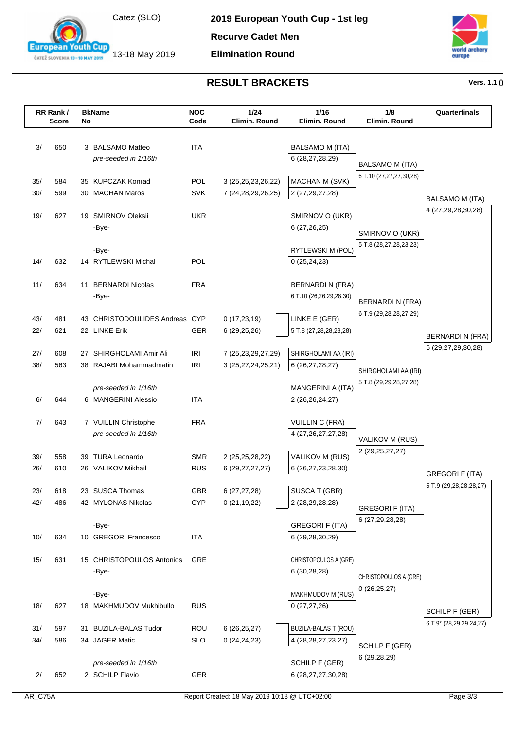Catez (SLO)

13-18 May 2019

# 2019 European Youth Cup - 1st leg

**Recurve Cadet Men**

**Elimination Round**

## RESULT BRACKETS

**Vers. 1.1 ()**

| RR Rank / | Score | BkNo | Name | NOC Code | 1/24 Elimin. Round | 1/16 Elimin. Round | 1/8 Elimin. Round | Quarterfinals |
|---|---|---|---|---|---|---|---|---|
| 3/ | 650 | 3 | BALSAMO Matteo | ITA | | BALSAMO M (ITA) | | |
| | | | *pre-seeded in 1/16th* | | | 6 (28,27,28,29) | BALSAMO M (ITA) | |
| | | | | | | | 6 T.10 (27,27,27,30,28) | |
| 35/ | 584 | 35 | KUPCZAK Konrad | POL | 3 (25,25,23,26,22) | MACHAN M (SVK) | | |
| 30/ | 599 | 30 | MACHAN Maros | SVK | 7 (24,28,29,26,25) | 2 (27,29,27,28) | | BALSAMO M (ITA) |
| | | | | | | | | 4 (27,29,28,30,28) |
| 19/ | 627 | 19 | SMIRNOV Oleksii | UKR | | SMIRNOV O (UKR) | | |
| | | | -Bye- | | | 6 (27,26,25) | SMIRNOV O (UKR) | |
| | | | | | | | 5 T.8 (28,27,28,23,23) | |
| | | | -Bye- | | | RYTLEWSKI M (POL) | | |
| 14/ | 632 | 14 | RYTLEWSKI Michal | POL | | 0 (25,24,23) | | |
| 11/ | 634 | 11 | BERNARDI Nicolas | FRA | | BERNARDI N (FRA) | | |
| | | | -Bye- | | | 6 T.10 (26,26,29,28,30) | BERNARDI N (FRA) | |
| | | | | | | | 6 T.9 (29,28,28,27,29) | |
| 43/ | 481 | 43 | CHRISTODOULIDES Andreas | CYP | 0 (17,23,19) | LINKE E (GER) | | |
| 22/ | 621 | 22 | LINKE Erik | GER | 6 (29,25,26) | 5 T.8 (27,28,28,28,28) | | BERNARDI N (FRA) |
| | | | | | | | | 6 (29,27,29,30,28) |
| 27/ | 608 | 27 | SHIRGHOLAMI Amir Ali | IRI | 7 (25,23,29,27,29) | SHIRGHOLAMI AA (IRI) | | |
| 38/ | 563 | 38 | RAJABI Mohammadmatin | IRI | 3 (25,27,24,25,21) | 6 (26,27,28,27) | SHIRGHOLAMI AA (IRI) | |
| | | | | | | | 5 T.8 (29,29,28,27,28) | |
| | | | *pre-seeded in 1/16th* | | | MANGERINI A (ITA) | | |
| 6/ | 644 | 6 | MANGERINI Alessio | ITA | | 2 (26,26,24,27) | | |
| 7/ | 643 | 7 | VUILLIN Christophe | FRA | | VUILLIN C (FRA) | | |
| | | | *pre-seeded in 1/16th* | | | 4 (27,26,27,27,28) | VALIKOV M (RUS) | |
| | | | | | | | 2 (29,25,27,27) | |
| 39/ | 558 | 39 | TURA Leonardo | SMR | 2 (25,25,28,22) | VALIKOV M (RUS) | | |
| 26/ | 610 | 26 | VALIKOV Mikhail | RUS | 6 (29,27,27,27) | 6 (26,27,23,28,30) | | GREGORI F (ITA) |
| | | | | | | | | 5 T.9 (29,28,28,28,27) |
| 23/ | 618 | 23 | SUSCA Thomas | GBR | 6 (27,27,28) | SUSCA T (GBR) | | |
| 42/ | 486 | 42 | MYLONAS Nikolas | CYP | 0 (21,19,22) | 2 (28,29,28,28) | GREGORI F (ITA) | |
| | | | | | | | 6 (27,29,28,28) | |
| | | | -Bye- | | | GREGORI F (ITA) | | |
| 10/ | 634 | 10 | GREGORI Francesco | ITA | | 6 (29,28,30,29) | | |
| 15/ | 631 | 15 | CHRISTOPOULOS Antonios | GRE | | CHRISTOPOULOS A (GRE) | | |
| | | | -Bye- | | | 6 (30,28,28) | CHRISTOPOULOS A (GRE) | |
| | | | | | | | 0 (26,25,27) | |
| | | | -Bye- | | | MAKHMUDOV M (RUS) | | |
| 18/ | 627 | 18 | MAKHMUDOV Mukhibullo | RUS | | 0 (27,27,26) | | SCHILP F (GER) |
| | | | | | | | | 6 T.9* (28,29,29,24,27) |
| 31/ | 597 | 31 | BUZILA-BALAS Tudor | ROU | 6 (26,25,27) | BUZILA-BALAS T (ROU) | | |
| 34/ | 586 | 34 | JAGER Matic | SLO | 0 (24,24,23) | 4 (28,28,27,23,27) | SCHILP F (GER) | |
| | | | | | | | 6 (29,28,29) | |
| | | | *pre-seeded in 1/16th* | | | SCHILP F (GER) | | |
| 2/ | 652 | 2 | SCHILP Flavio | GER | | 6 (28,27,27,30,28) | | |

AR_C75A

Report Created: 18 May 2019 10:18 @ UTC+02:00